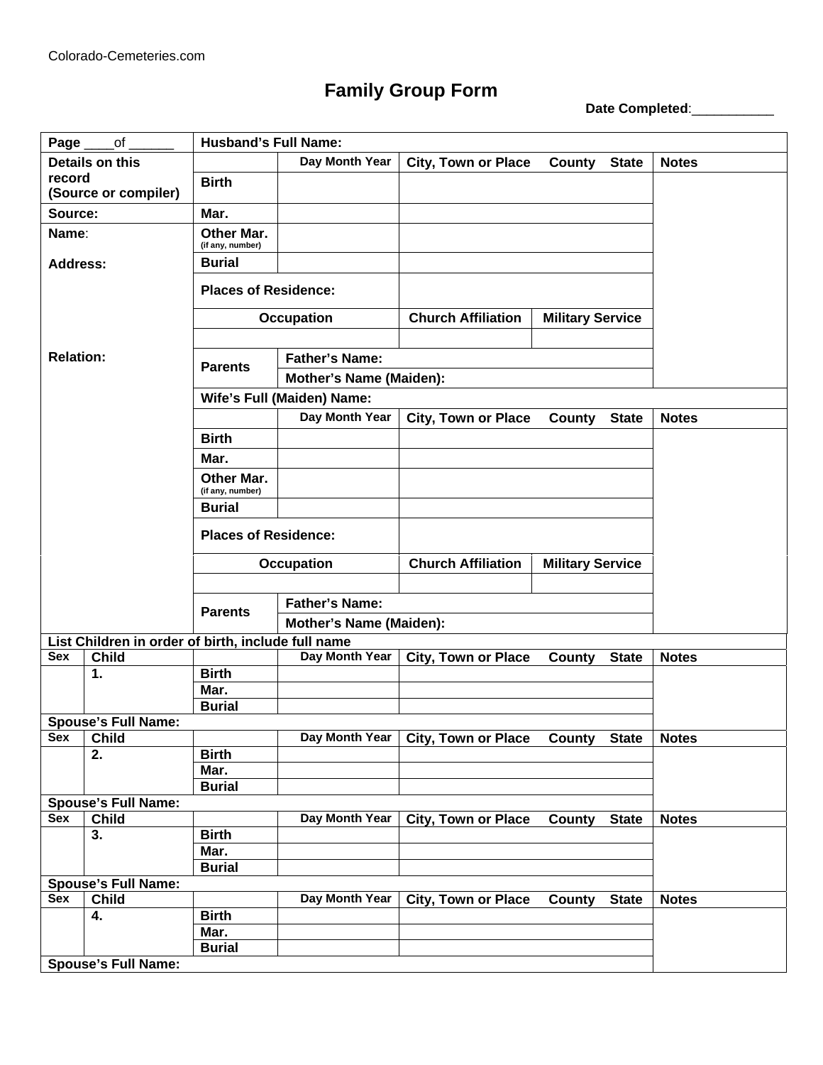Colorado-Cemeteries.com

# Family Group Form

**Date Completed**:___________

| Page ____of ______ | Husband's Full Name: | | | | |
|---|---|---|---|---|---|
| Details on this record (Source or compiler) | | Day Month Year | City, Town or Place County State | | Notes |
| | Birth | | | | |
| Source: | Mar. | | | | |
| Name: | Other Mar. (if any, number) | | | | |
| Address: | Burial | | | | |
| | Places of Residence: | | | | |
| | Occupation | | Church Affiliation | Military Service | |
| | | | | | |
| Relation: | Parents | Father's Name: | | | |
| | | Mother's Name (Maiden): | | | |
| | Wife's Full (Maiden) Name: | | | | |
| | | Day Month Year | City, Town or Place County State | | Notes |
| | Birth | | | | |
| | Mar. | | | | |
| | Other Mar. (if any, number) | | | | |
| | Burial | | | | |
| | Places of Residence: | | | | |
| | Occupation | | Church Affiliation | Military Service | |
| | | | | | |
| | Parents | Father's Name: | | | |
| | | Mother's Name (Maiden): | | | |

**List Children in order of birth, include full name**

| Sex | Child | | Day Month Year | City, Town or Place County State | Notes |
|---|---|---|---|---|---|
| | 1. | Birth | | | |
| | | Mar. | | | |
| | | Burial | | | |
| Spouse's Full Name: | | | | | |
| **Sex** | **Child** | | **Day Month Year** | **City, Town or Place County State** | **Notes** |
| | 2. | Birth | | | |
| | | Mar. | | | |
| | | Burial | | | |
| Spouse's Full Name: | | | | | |
| **Sex** | **Child** | | **Day Month Year** | **City, Town or Place County State** | **Notes** |
| | 3. | Birth | | | |
| | | Mar. | | | |
| | | Burial | | | |
| Spouse's Full Name: | | | | | |
| **Sex** | **Child** | | **Day Month Year** | **City, Town or Place County State** | **Notes** |
| | 4. | Birth | | | |
| | | Mar. | | | |
| | | Burial | | | |
| Spouse's Full Name: | | | | | |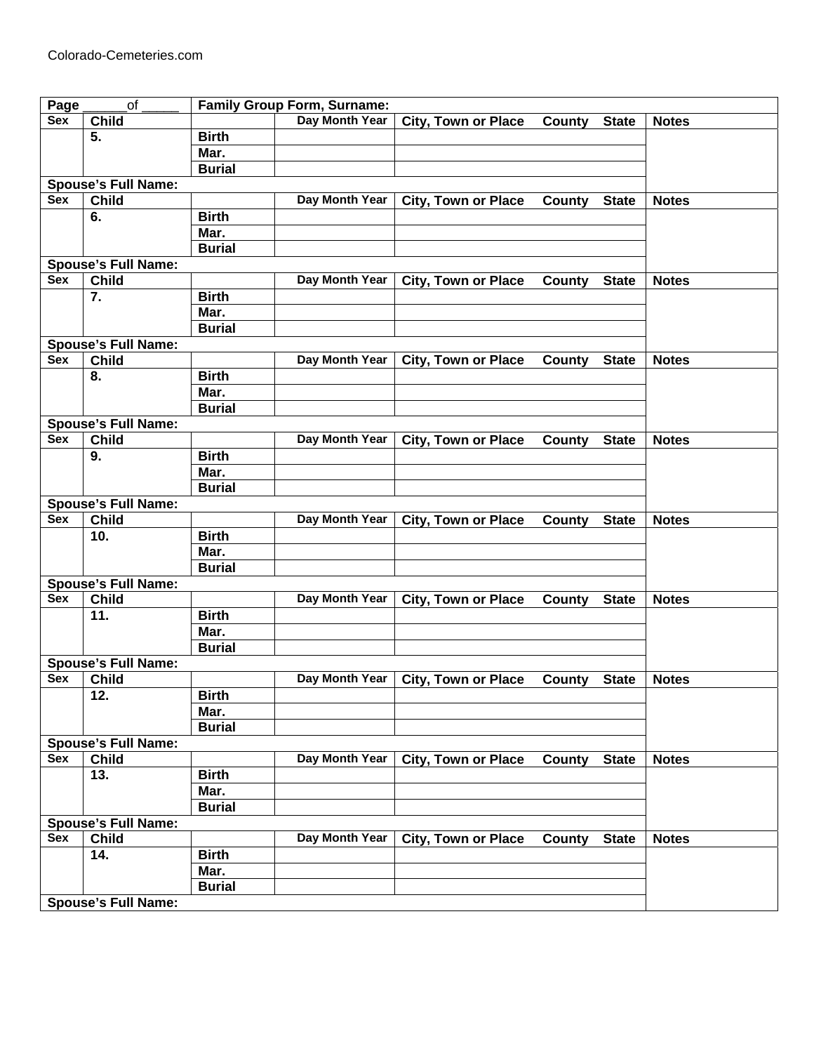Colorado-Cemeteries.com

| Page ______of _____ | Family Group Form, Surname: | | | |
|---|---|---|---|---|
| **Sex** | **Child** | | **Day Month Year** | **City, Town or Place County State** | **Notes** |
| | **5.** | **Birth** | | | |
| | | **Mar.** | | | |
| | | **Burial** | | | |
| **Spouse's Full Name:** | | | | | |
| **Sex** | **Child** | | **Day Month Year** | **City, Town or Place County State** | **Notes** |
| | **6.** | **Birth** | | | |
| | | **Mar.** | | | |
| | | **Burial** | | | |
| **Spouse's Full Name:** | | | | | |
| **Sex** | **Child** | | **Day Month Year** | **City, Town or Place County State** | **Notes** |
| | **7.** | **Birth** | | | |
| | | **Mar.** | | | |
| | | **Burial** | | | |
| **Spouse's Full Name:** | | | | | |
| **Sex** | **Child** | | **Day Month Year** | **City, Town or Place County State** | **Notes** |
| | **8.** | **Birth** | | | |
| | | **Mar.** | | | |
| | | **Burial** | | | |
| **Spouse's Full Name:** | | | | | |
| **Sex** | **Child** | | **Day Month Year** | **City, Town or Place County State** | **Notes** |
| | **9.** | **Birth** | | | |
| | | **Mar.** | | | |
| | | **Burial** | | | |
| **Spouse's Full Name:** | | | | | |
| **Sex** | **Child** | | **Day Month Year** | **City, Town or Place County State** | **Notes** |
| | **10.** | **Birth** | | | |
| | | **Mar.** | | | |
| | | **Burial** | | | |
| **Spouse's Full Name:** | | | | | |
| **Sex** | **Child** | | **Day Month Year** | **City, Town or Place County State** | **Notes** |
| | **11.** | **Birth** | | | |
| | | **Mar.** | | | |
| | | **Burial** | | | |
| **Spouse's Full Name:** | | | | | |
| **Sex** | **Child** | | **Day Month Year** | **City, Town or Place County State** | **Notes** |
| | **12.** | **Birth** | | | |
| | | **Mar.** | | | |
| | | **Burial** | | | |
| **Spouse's Full Name:** | | | | | |
| **Sex** | **Child** | | **Day Month Year** | **City, Town or Place County State** | **Notes** |
| | **13.** | **Birth** | | | |
| | | **Mar.** | | | |
| | | **Burial** | | | |
| **Spouse's Full Name:** | | | | | |
| **Sex** | **Child** | | **Day Month Year** | **City, Town or Place County State** | **Notes** |
| | **14.** | **Birth** | | | |
| | | **Mar.** | | | |
| | | **Burial** | | | |
| **Spouse's Full Name:** | | | | | |